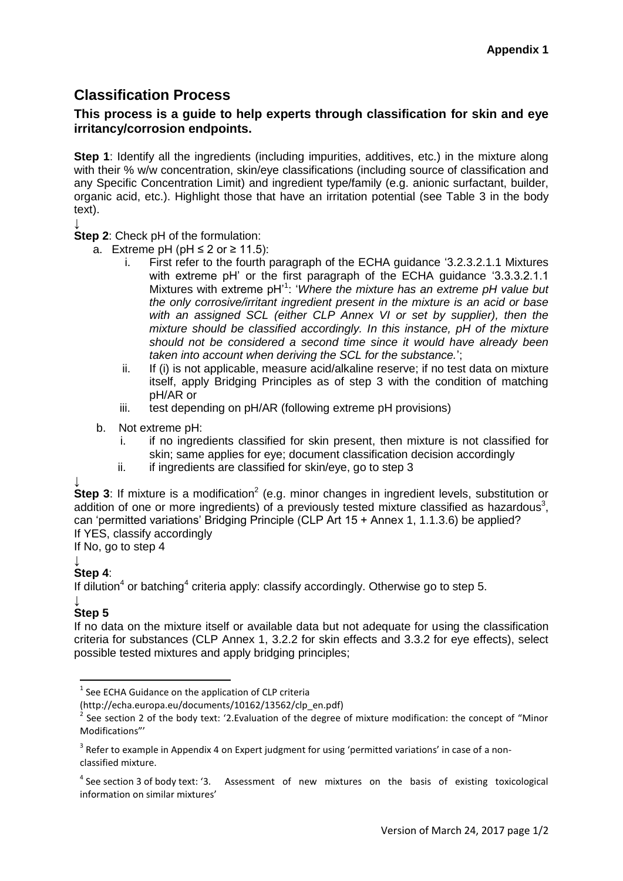**Appendix 1**

## Classification Process

### This process is a guide to help experts through classification for skin and eye irritancy/corrosion endpoints.

**Step 1**: Identify all the ingredients (including impurities, additives, etc.) in the mixture along with their % w/w concentration, skin/eye classifications (including source of classification and any Specific Concentration Limit) and ingredient type/family (e.g. anionic surfactant, builder, organic acid, etc.). Highlight those that have an irritation potential (see Table 3 in the body text).

↓

**Step 2**: Check pH of the formulation:

a. Extreme pH (pH ≤ 2 or ≥ 11.5):

   i. First refer to the fourth paragraph of the ECHA guidance '3.2.3.2.1.1 Mixtures with extreme pH' or the first paragraph of the ECHA guidance '3.3.3.2.1.1 Mixtures with extreme pH'[1]: '*Where the mixture has an extreme pH value but the only corrosive/irritant ingredient present in the mixture is an acid or base with an assigned SCL (either CLP Annex VI or set by supplier), then the mixture should be classified accordingly. In this instance, pH of the mixture should not be considered a second time since it would have already been taken into account when deriving the SCL for the substance.*';

   ii. If (i) is not applicable, measure acid/alkaline reserve; if no test data on mixture itself, apply Bridging Principles as of step 3 with the condition of matching pH/AR or

   iii. test depending on pH/AR (following extreme pH provisions)

b. Not extreme pH:

   i. if no ingredients classified for skin present, then mixture is not classified for skin; same applies for eye; document classification decision accordingly

   ii. if ingredients are classified for skin/eye, go to step 3

↓

**Step 3**: If mixture is a modification[2] (e.g. minor changes in ingredient levels, substitution or addition of one or more ingredients) of a previously tested mixture classified as hazardous[3], can 'permitted variations' Bridging Principle (CLP Art 15 + Annex 1, 1.1.3.6) be applied?
If YES, classify accordingly
If No, go to step 4

↓

**Step 4**:
If dilution[4] or batching[4] criteria apply: classify accordingly. Otherwise go to step 5.

↓

**Step 5**

If no data on the mixture itself or available data but not adequate for using the classification criteria for substances (CLP Annex 1, 3.2.2 for skin effects and 3.3.2 for eye effects), select possible tested mixtures and apply bridging principles;

---

[1] See ECHA Guidance on the application of CLP criteria (http://echa.europa.eu/documents/10162/13562/clp_en.pdf)

[2] See section 2 of the body text: '2.Evaluation of the degree of mixture modification: the concept of "Minor Modifications"'

[3] Refer to example in Appendix 4 on Expert judgment for using 'permitted variations' in case of a non-classified mixture.

[4] See section 3 of body text: '3. Assessment of new mixtures on the basis of existing toxicological information on similar mixtures'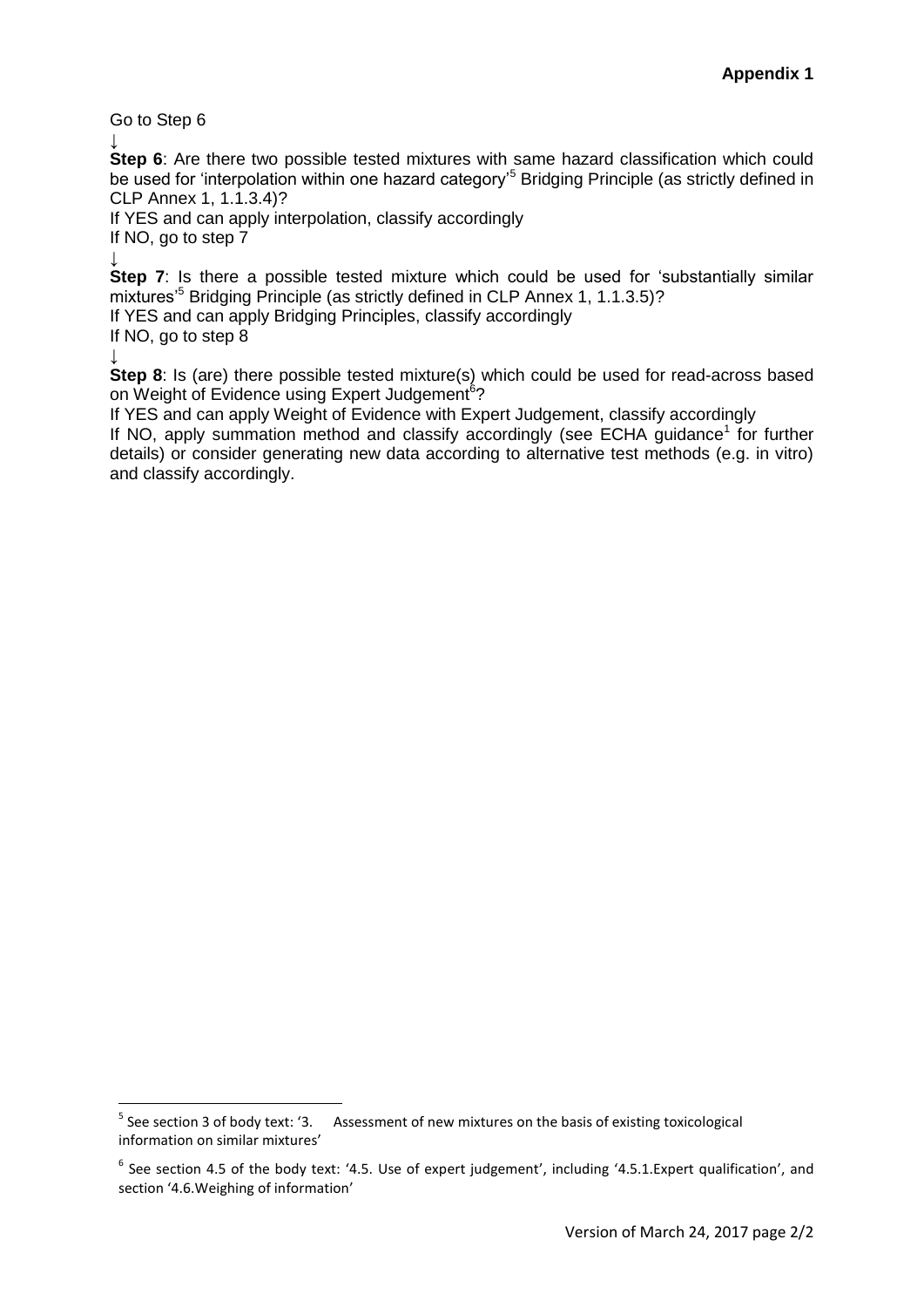**Appendix 1**

Go to Step 6

↓

**Step 6**: Are there two possible tested mixtures with same hazard classification which could be used for 'interpolation within one hazard category'[5] Bridging Principle (as strictly defined in CLP Annex 1, 1.1.3.4)?

If YES and can apply interpolation, classify accordingly

If NO, go to step 7

↓

**Step 7**: Is there a possible tested mixture which could be used for 'substantially similar mixtures'[5] Bridging Principle (as strictly defined in CLP Annex 1, 1.1.3.5)?

If YES and can apply Bridging Principles, classify accordingly

If NO, go to step 8

↓

**Step 8**: Is (are) there possible tested mixture(s) which could be used for read-across based on Weight of Evidence using Expert Judgement[6]?

If YES and can apply Weight of Evidence with Expert Judgement, classify accordingly

If NO, apply summation method and classify accordingly (see ECHA guidance[1] for further details) or consider generating new data according to alternative test methods (e.g. in vitro) and classify accordingly.

---

[5] See section 3 of body text: '3. Assessment of new mixtures on the basis of existing toxicological information on similar mixtures'

[6] See section 4.5 of the body text: '4.5. Use of expert judgement', including '4.5.1.Expert qualification', and section '4.6.Weighing of information'

Version of March 24, 2017